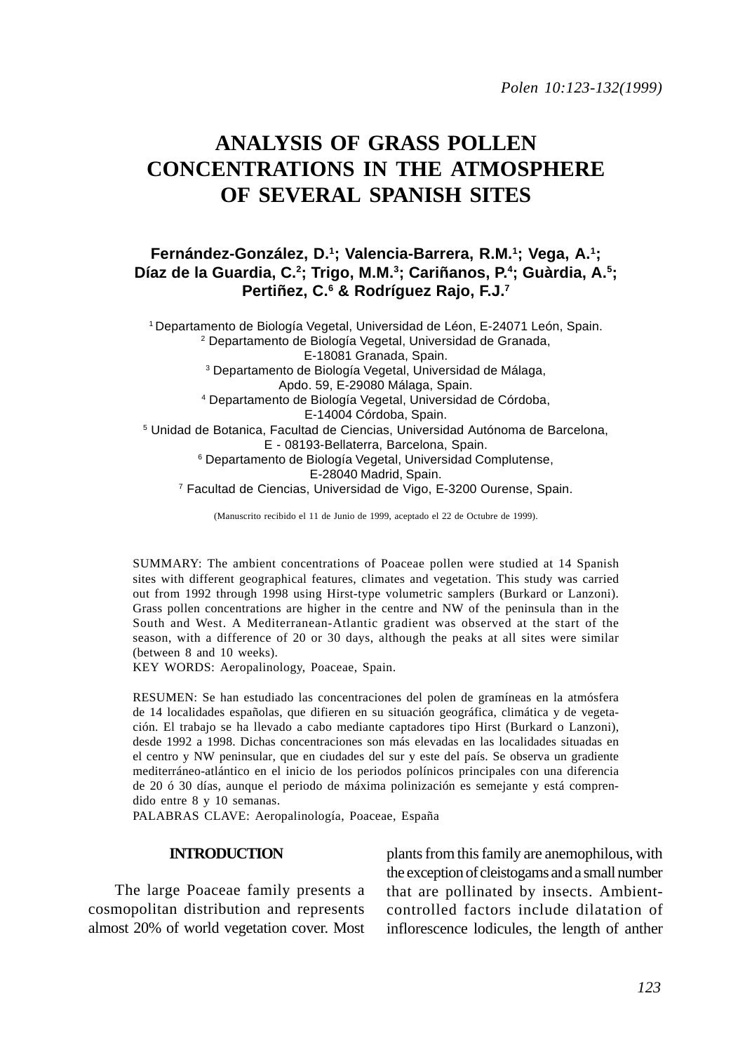# ANALYSIS OF GRASS POLLEN CONCENTRATIONS IN THE ATMOSPHERE OF SEVERAL SPANISH SITES

**Fernández-González, D.[1]; Valencia-Barrera, R.M.[1]; Vega, A.[1]; Díaz de la Guardia, C.[2]; Trigo, M.M.[3]; Cariñanos, P.[4]; Guàrdia, A.[5]; Pertiñez, C.[6] & Rodríguez Rajo, F.J.[7]**

[1] Departamento de Biología Vegetal, Universidad de Léon, E-24071 León, Spain.
[2] Departamento de Biología Vegetal, Universidad de Granada, E-18081 Granada, Spain.
[3] Departamento de Biología Vegetal, Universidad de Málaga, Apdo. 59, E-29080 Málaga, Spain.
[4] Departamento de Biología Vegetal, Universidad de Córdoba, E-14004 Córdoba, Spain.
[5] Unidad de Botanica, Facultad de Ciencias, Universidad Autónoma de Barcelona, E - 08193-Bellaterra, Barcelona, Spain.
[6] Departamento de Biología Vegetal, Universidad Complutense, E-28040 Madrid, Spain.
[7] Facultad de Ciencias, Universidad de Vigo, E-3200 Ourense, Spain.

(Manuscrito recibido el 11 de Junio de 1999, aceptado el 22 de Octubre de 1999).

SUMMARY: The ambient concentrations of Poaceae pollen were studied at 14 Spanish sites with different geographical features, climates and vegetation. This study was carried out from 1992 through 1998 using Hirst-type volumetric samplers (Burkard or Lanzoni). Grass pollen concentrations are higher in the centre and NW of the peninsula than in the South and West. A Mediterranean-Atlantic gradient was observed at the start of the season, with a difference of 20 or 30 days, although the peaks at all sites were similar (between 8 and 10 weeks).
KEY WORDS: Aeropalinology, Poaceae, Spain.

RESUMEN: Se han estudiado las concentraciones del polen de gramíneas en la atmósfera de 14 localidades españolas, que difieren en su situación geográfica, climática y de vegetación. El trabajo se ha llevado a cabo mediante captadores tipo Hirst (Burkard o Lanzoni), desde 1992 a 1998. Dichas concentraciones son más elevadas en las localidades situadas en el centro y NW peninsular, que en ciudades del sur y este del país. Se observa un gradiente mediterráneo-atlántico en el inicio de los periodos polínicos principales con una diferencia de 20 ó 30 días, aunque el periodo de máxima polinización es semejante y está comprendido entre 8 y 10 semanas.
PALABRAS CLAVE: Aeropalinología, Poaceae, España

## INTRODUCTION

The large Poaceae family presents a cosmopolitan distribution and represents almost 20% of world vegetation cover. Most plants from this family are anemophilous, with the exception of cleistogams and a small number that are pollinated by insects. Ambient-controlled factors include dilatation of inflorescence lodicules, the length of anther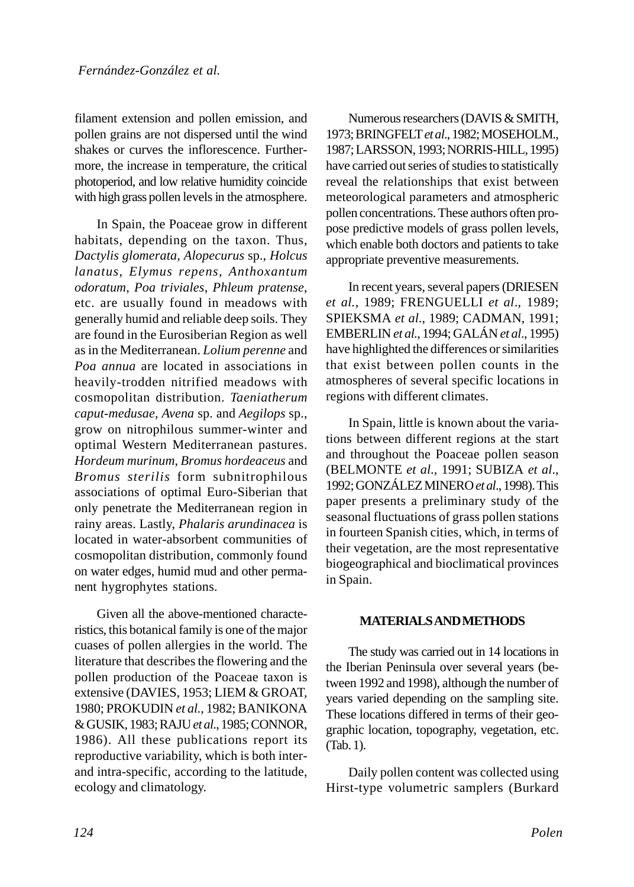filament extension and pollen emission, and pollen grains are not dispersed until the wind shakes or curves the inflorescence. Furthermore, the increase in temperature, the critical photoperiod, and low relative humidity coincide with high grass pollen levels in the atmosphere.

In Spain, the Poaceae grow in different habitats, depending on the taxon. Thus, *Dactylis glomerata*, *Alopecurus* sp., *Holcus lanatus*, *Elymus repens*, *Anthoxantum odoratum*, *Poa triviales*, *Phleum pratense*, etc. are usually found in meadows with generally humid and reliable deep soils. They are found in the Eurosiberian Region as well as in the Mediterranean. *Lolium perenne* and *Poa annua* are located in associations in heavily-trodden nitrified meadows with cosmopolitan distribution. *Taeniatherum caput-medusae*, *Avena* sp. and *Aegilops* sp., grow on nitrophilous summer-winter and optimal Western Mediterranean pastures. *Hordeum murinum*, *Bromus hordeaceus* and *Bromus sterilis* form subnitrophilous associations of optimal Euro-Siberian that only penetrate the Mediterranean region in rainy areas. Lastly, *Phalaris arundinacea* is located in water-absorbent communities of cosmopolitan distribution, commonly found on water edges, humid mud and other permanent hygrophytes stations.

Given all the above-mentioned characteristics, this botanical family is one of the major cuases of pollen allergies in the world. The literature that describes the flowering and the pollen production of the Poaceae taxon is extensive (DAVIES, 1953; LIEM & GROAT, 1980; PROKUDIN *et al.*, 1982; BANIKONA & GUSIK, 1983; RAJU *et al.*, 1985; CONNOR, 1986). All these publications report its reproductive variability, which is both inter- and intra-specific, according to the latitude, ecology and climatology.

Numerous researchers (DAVIS & SMITH, 1973; BRINGFELT *et al.*, 1982; MOSEHOLM., 1987; LARSSON, 1993; NORRIS-HILL, 1995) have carried out series of studies to statistically reveal the relationships that exist between meteorological parameters and atmospheric pollen concentrations. These authors often propose predictive models of grass pollen levels, which enable both doctors and patients to take appropriate preventive measurements.

In recent years, several papers (DRIESEN *et al.*, 1989; FRENGUELLI *et al.*, 1989; SPIEKSMA *et al.*, 1989; CADMAN, 1991; EMBERLIN *et al.*, 1994; GALÁN *et al.*, 1995) have highlighted the differences or similarities that exist between pollen counts in the atmospheres of several specific locations in regions with different climates.

In Spain, little is known about the variations between different regions at the start and throughout the Poaceae pollen season (BELMONTE *et al.*, 1991; SUBIZA *et al.*, 1992; GONZÁLEZ MINERO *et al.*, 1998). This paper presents a preliminary study of the seasonal fluctuations of grass pollen stations in fourteen Spanish cities, which, in terms of their vegetation, are the most representative biogeographical and bioclimatical provinces in Spain.

## MATERIALS AND METHODS

The study was carried out in 14 locations in the Iberian Peninsula over several years (between 1992 and 1998), although the number of years varied depending on the sampling site. These locations differed in terms of their geographic location, topography, vegetation, etc. (Tab. 1).

Daily pollen content was collected using Hirst-type volumetric samplers (Burkard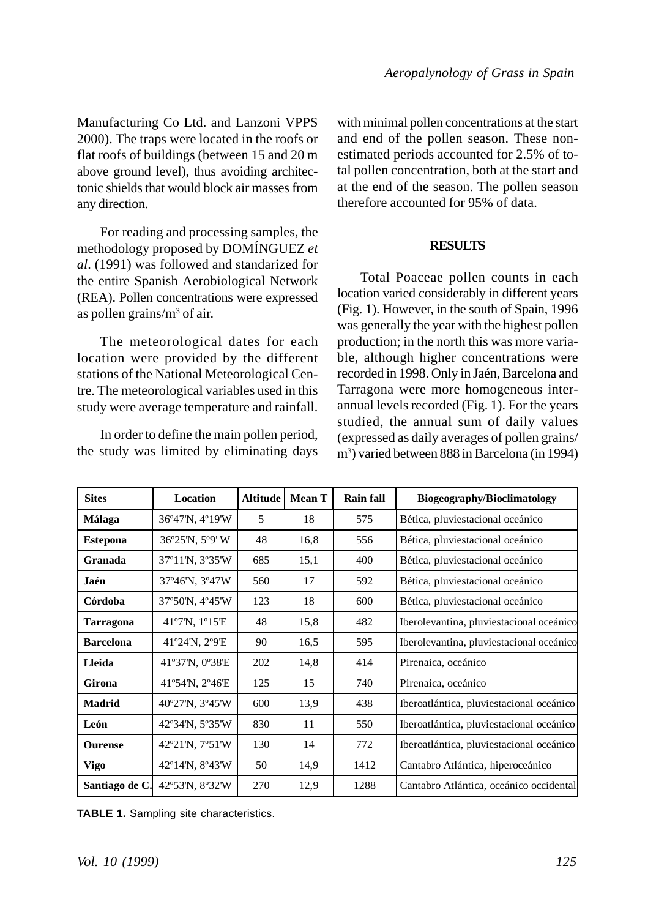Manufacturing Co Ltd. and Lanzoni VPPS 2000). The traps were located in the roofs or flat roofs of buildings (between 15 and 20 m above ground level), thus avoiding architectonic shields that would block air masses from any direction.

For reading and processing samples, the methodology proposed by DOMÍNGUEZ *et al*. (1991) was followed and standarized for the entire Spanish Aerobiological Network (REA). Pollen concentrations were expressed as pollen grains/m$^3$ of air.

The meteorological dates for each location were provided by the different stations of the National Meteorological Centre. The meteorological variables used in this study were average temperature and rainfall.

In order to define the main pollen period, the study was limited by eliminating days with minimal pollen concentrations at the start and end of the pollen season. These non-estimated periods accounted for 2.5% of total pollen concentration, both at the start and at the end of the season. The pollen season therefore accounted for 95% of data.

## RESULTS

Total Poaceae pollen counts in each location varied considerably in different years (Fig. 1). However, in the south of Spain, 1996 was generally the year with the highest pollen production; in the north this was more variable, although higher concentrations were recorded in 1998. Only in Jaén, Barcelona and Tarragona were more homogeneous interannual levels recorded (Fig. 1). For the years studied, the annual sum of daily values (expressed as daily averages of pollen grains/m$^3$) varied between 888 in Barcelona (in 1994)

| Sites | Location | Altitude | Mean T | Rain fall | Biogeography/Bioclimatology |
|---|---|---|---|---|---|
| **Málaga** | 36º47'N, 4º19'W | 5 | 18 | 575 | Bética, pluviestacional oceánico |
| **Estepona** | 36º25'N, 5º9' W | 48 | 16,8 | 556 | Bética, pluviestacional oceánico |
| **Granada** | 37º11'N, 3º35'W | 685 | 15,1 | 400 | Bética, pluviestacional oceánico |
| **Jaén** | 37º46'N, 3º47W | 560 | 17 | 592 | Bética, pluviestacional oceánico |
| **Córdoba** | 37º50'N, 4º45'W | 123 | 18 | 600 | Bética, pluviestacional oceánico |
| **Tarragona** | 41º7'N, 1º15'E | 48 | 15,8 | 482 | Iberolevantina, pluviestacional oceánico |
| **Barcelona** | 41º24'N, 2º9'E | 90 | 16,5 | 595 | Iberolevantina, pluviestacional oceánico |
| **Lleida** | 41º37'N, 0º38'E | 202 | 14,8 | 414 | Pirenaica, oceánico |
| **Girona** | 41º54'N, 2º46'E | 125 | 15 | 740 | Pirenaica, oceánico |
| **Madrid** | 40º27'N, 3º45'W | 600 | 13,9 | 438 | Iberoatlántica, pluviestacional oceánico |
| **León** | 42º34'N, 5º35'W | 830 | 11 | 550 | Iberoatlántica, pluviestacional oceánico |
| **Ourense** | 42º21'N, 7º51'W | 130 | 14 | 772 | Iberoatlántica, pluviestacional oceánico |
| **Vigo** | 42º14'N, 8º43'W | 50 | 14,9 | 1412 | Cantabro Atlántica, hiperoceánico |
| **Santiago de C.** | 42º53'N, 8º32'W | 270 | 12,9 | 1288 | Cantabro Atlántica, oceánico occidental |

**TABLE 1.** Sampling site characteristics.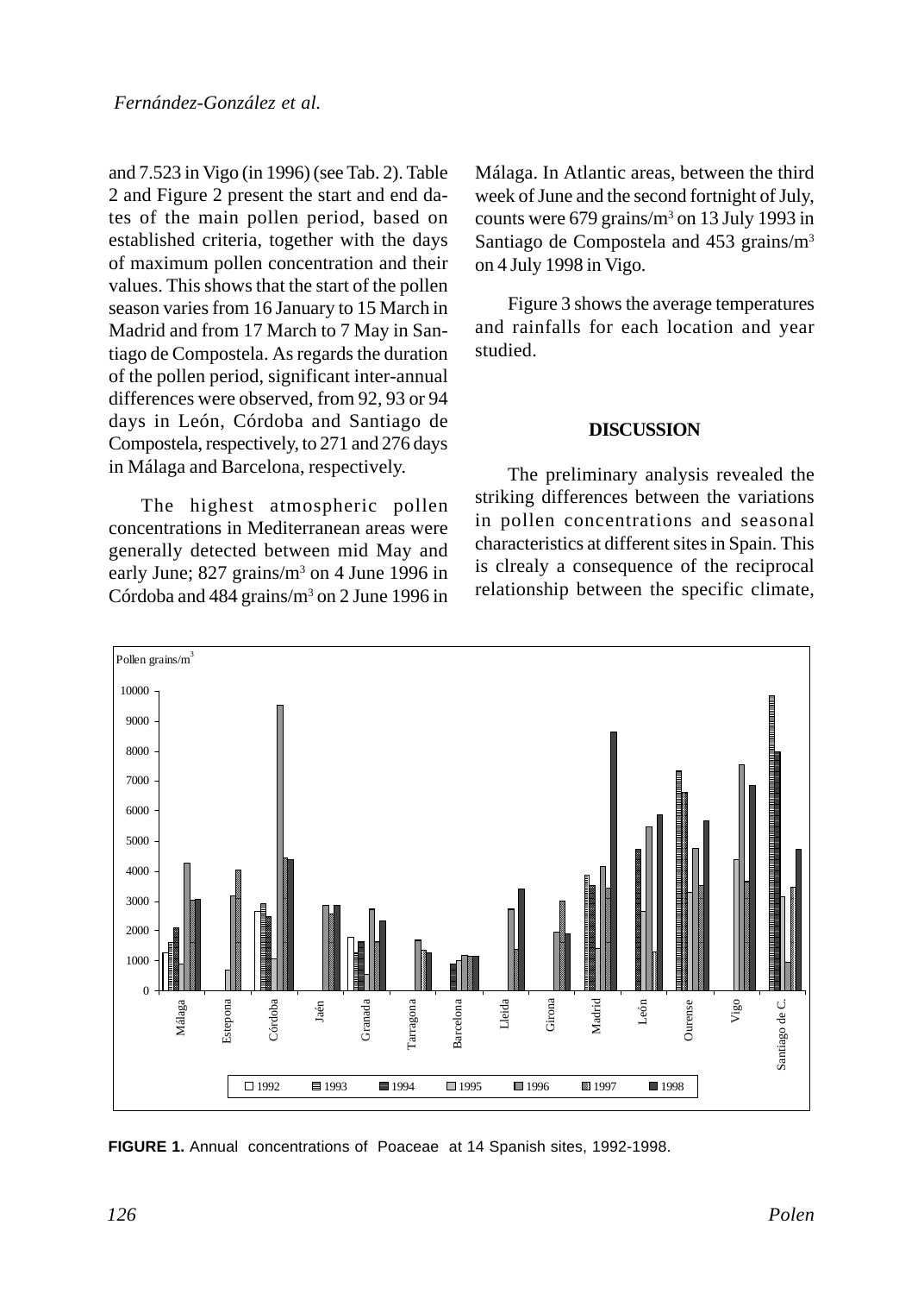and 7.523 in Vigo (in 1996) (see Tab. 2). Table 2 and Figure 2 present the start and end dates of the main pollen period, based on established criteria, together with the days of maximum pollen concentration and their values. This shows that the start of the pollen season varies from 16 January to 15 March in Madrid and from 17 March to 7 May in Santiago de Compostela. As regards the duration of the pollen period, significant inter-annual differences were observed, from 92, 93 or 94 days in León, Córdoba and Santiago de Compostela, respectively, to 271 and 276 days in Málaga and Barcelona, respectively.

The highest atmospheric pollen concentrations in Mediterranean areas were generally detected between mid May and early June; 827 grains/m$^3$ on 4 June 1996 in Córdoba and 484 grains/m$^3$ on 2 June 1996 in Málaga. In Atlantic areas, between the third week of June and the second fortnight of July, counts were 679 grains/m$^3$ on 13 July 1993 in Santiago de Compostela and 453 grains/m$^3$ on 4 July 1998 in Vigo.

Figure 3 shows the average temperatures and rainfalls for each location and year studied.

## DISCUSSION

The preliminary analysis revealed the striking differences between the variations in pollen concentrations and seasonal characteristics at different sites in Spain. This is clrealy a consequence of the reciprocal relationship between the specific climate,

**FIGURE 1.** Annual concentrations of Poaceae at 14 Spanish sites, 1992-1998.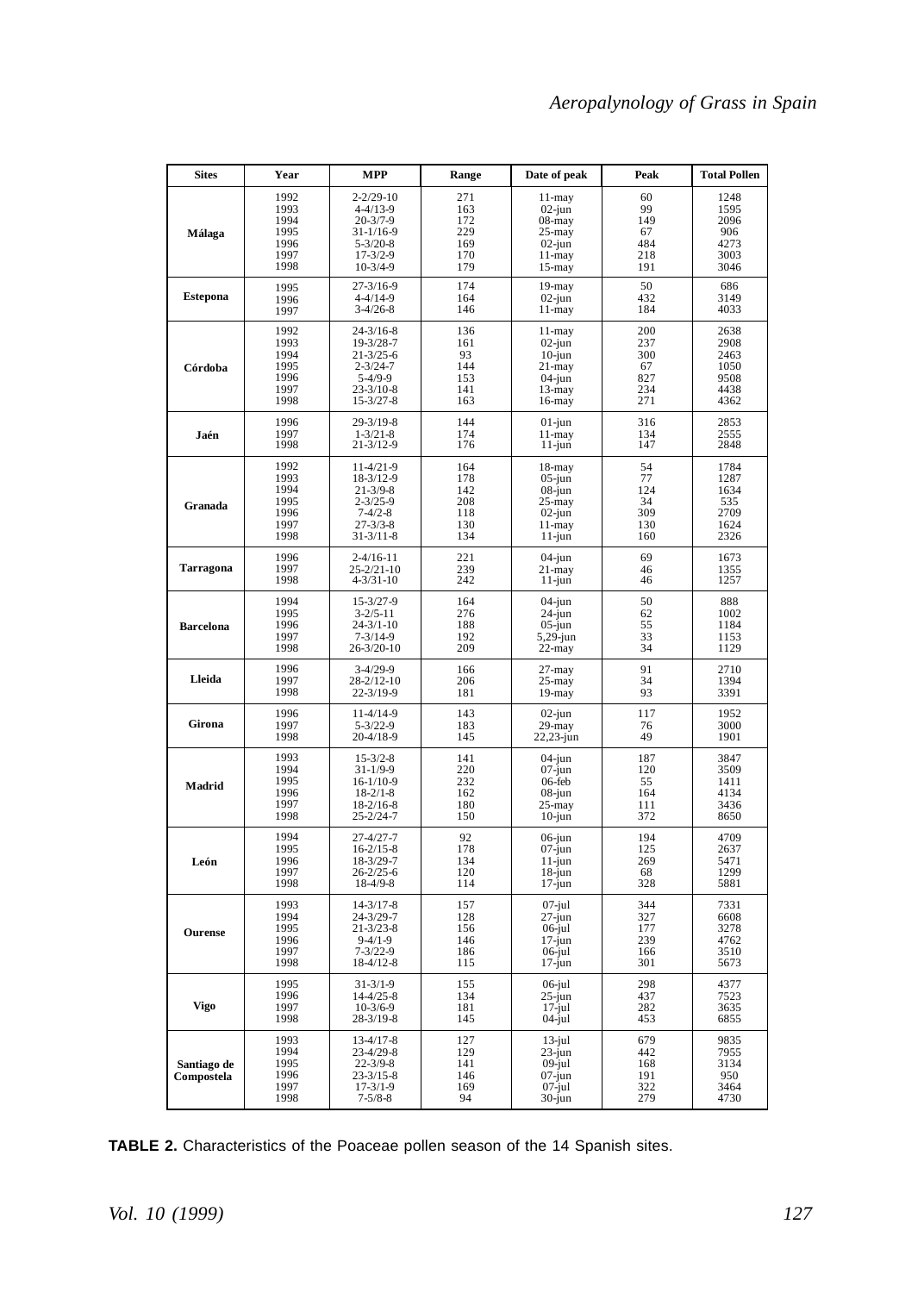| Sites | Year | MPP | Range | Date of peak | Peak | Total Pollen |
|---|---|---|---|---|---|---|
| **Málaga** | 1992 | 2-2/29-10 | 271 | 11-may | 60 | 1248 |
| | 1993 | 4-4/13-9 | 163 | 02-jun | 99 | 1595 |
| | 1994 | 20-3/7-9 | 172 | 08-may | 149 | 2096 |
| | 1995 | 31-1/16-9 | 229 | 25-may | 67 | 906 |
| | 1996 | 5-3/20-8 | 169 | 02-jun | 484 | 4273 |
| | 1997 | 17-3/2-9 | 170 | 11-may | 218 | 3003 |
| | 1998 | 10-3/4-9 | 179 | 15-may | 191 | 3046 |
| **Estepona** | 1995 | 27-3/16-9 | 174 | 19-may | 50 | 686 |
| | 1996 | 4-4/14-9 | 164 | 02-jun | 432 | 3149 |
| | 1997 | 3-4/26-8 | 146 | 11-may | 184 | 4033 |
| **Córdoba** | 1992 | 24-3/16-8 | 136 | 11-may | 200 | 2638 |
| | 1993 | 19-3/28-7 | 161 | 02-jun | 237 | 2908 |
| | 1994 | 21-3/25-6 | 93 | 10-jun | 300 | 2463 |
| | 1995 | 2-3/24-7 | 144 | 21-may | 67 | 1050 |
| | 1996 | 5-4/9-9 | 153 | 04-jun | 827 | 9508 |
| | 1997 | 23-3/10-8 | 141 | 13-may | 234 | 4438 |
| | 1998 | 15-3/27-8 | 163 | 16-may | 271 | 4362 |
| **Jaén** | 1996 | 29-3/19-8 | 144 | 01-jun | 316 | 2853 |
| | 1997 | 1-3/21-8 | 174 | 11-may | 134 | 2555 |
| | 1998 | 21-3/12-9 | 176 | 11-jun | 147 | 2848 |
| **Granada** | 1992 | 11-4/21-9 | 164 | 18-may | 54 | 1784 |
| | 1993 | 18-3/12-9 | 178 | 05-jun | 77 | 1287 |
| | 1994 | 21-3/9-8 | 142 | 08-jun | 124 | 1634 |
| | 1995 | 2-3/25-9 | 208 | 25-may | 34 | 535 |
| | 1996 | 7-4/2-8 | 118 | 02-jun | 309 | 2709 |
| | 1997 | 27-3/3-8 | 130 | 11-may | 130 | 1624 |
| | 1998 | 31-3/11-8 | 134 | 11-jun | 160 | 2326 |
| **Tarragona** | 1996 | 2-4/16-11 | 221 | 04-jun | 69 | 1673 |
| | 1997 | 25-2/21-10 | 239 | 21-may | 46 | 1355 |
| | 1998 | 4-3/31-10 | 242 | 11-jun | 46 | 1257 |
| **Barcelona** | 1994 | 15-3/27-9 | 164 | 04-jun | 50 | 888 |
| | 1995 | 3-2/5-11 | 276 | 24-jun | 62 | 1002 |
| | 1996 | 24-3/1-10 | 188 | 05-jun | 55 | 1184 |
| | 1997 | 7-3/14-9 | 192 | 5,29-jun | 33 | 1153 |
| | 1998 | 26-3/20-10 | 209 | 22-may | 34 | 1129 |
| **Lleida** | 1996 | 3-4/29-9 | 166 | 27-may | 91 | 2710 |
| | 1997 | 28-2/12-10 | 206 | 25-may | 34 | 1394 |
| | 1998 | 22-3/19-9 | 181 | 19-may | 93 | 3391 |
| **Girona** | 1996 | 11-4/14-9 | 143 | 02-jun | 117 | 1952 |
| | 1997 | 5-3/22-9 | 183 | 29-may | 76 | 3000 |
| | 1998 | 20-4/18-9 | 145 | 22,23-jun | 49 | 1901 |
| **Madrid** | 1993 | 15-3/2-8 | 141 | 04-jun | 187 | 3847 |
| | 1994 | 31-1/9-9 | 220 | 07-jun | 120 | 3509 |
| | 1995 | 16-1/10-9 | 232 | 06-feb | 55 | 1411 |
| | 1996 | 18-2/1-8 | 162 | 08-jun | 164 | 4134 |
| | 1997 | 18-2/16-8 | 180 | 25-may | 111 | 3436 |
| | 1998 | 25-2/24-7 | 150 | 10-jun | 372 | 8650 |
| **León** | 1994 | 27-4/27-7 | 92 | 06-jun | 194 | 4709 |
| | 1995 | 16-2/15-8 | 178 | 07-jun | 125 | 2637 |
| | 1996 | 18-3/29-7 | 134 | 11-jun | 269 | 5471 |
| | 1997 | 26-2/25-6 | 120 | 18-jun | 68 | 1299 |
| | 1998 | 18-4/9-8 | 114 | 17-jun | 328 | 5881 |
| **Ourense** | 1993 | 14-3/17-8 | 157 | 07-jul | 344 | 7331 |
| | 1994 | 24-3/29-7 | 128 | 27-jun | 327 | 6608 |
| | 1995 | 21-3/23-8 | 156 | 06-jul | 177 | 3278 |
| | 1996 | 9-4/1-9 | 146 | 17-jun | 239 | 4762 |
| | 1997 | 7-3/22-9 | 186 | 06-jul | 166 | 3510 |
| | 1998 | 18-4/12-8 | 115 | 17-jun | 301 | 5673 |
| **Vigo** | 1995 | 31-3/1-9 | 155 | 06-jul | 298 | 4377 |
| | 1996 | 14-4/25-8 | 134 | 25-jun | 437 | 7523 |
| | 1997 | 10-3/6-9 | 181 | 17-jul | 282 | 3635 |
| | 1998 | 28-3/19-8 | 145 | 04-jul | 453 | 6855 |
| **Santiago de Compostela** | 1993 | 13-4/17-8 | 127 | 13-jul | 679 | 9835 |
| | 1994 | 23-4/29-8 | 129 | 23-jun | 442 | 7955 |
| | 1995 | 22-3/9-8 | 141 | 09-jul | 168 | 3134 |
| | 1996 | 23-3/15-8 | 146 | 07-jun | 191 | 950 |
| | 1997 | 17-3/1-9 | 169 | 07-jul | 322 | 3464 |
| | 1998 | 7-5/8-8 | 94 | 30-jun | 279 | 4730 |

**TABLE 2.** Characteristics of the Poaceae pollen season of the 14 Spanish sites.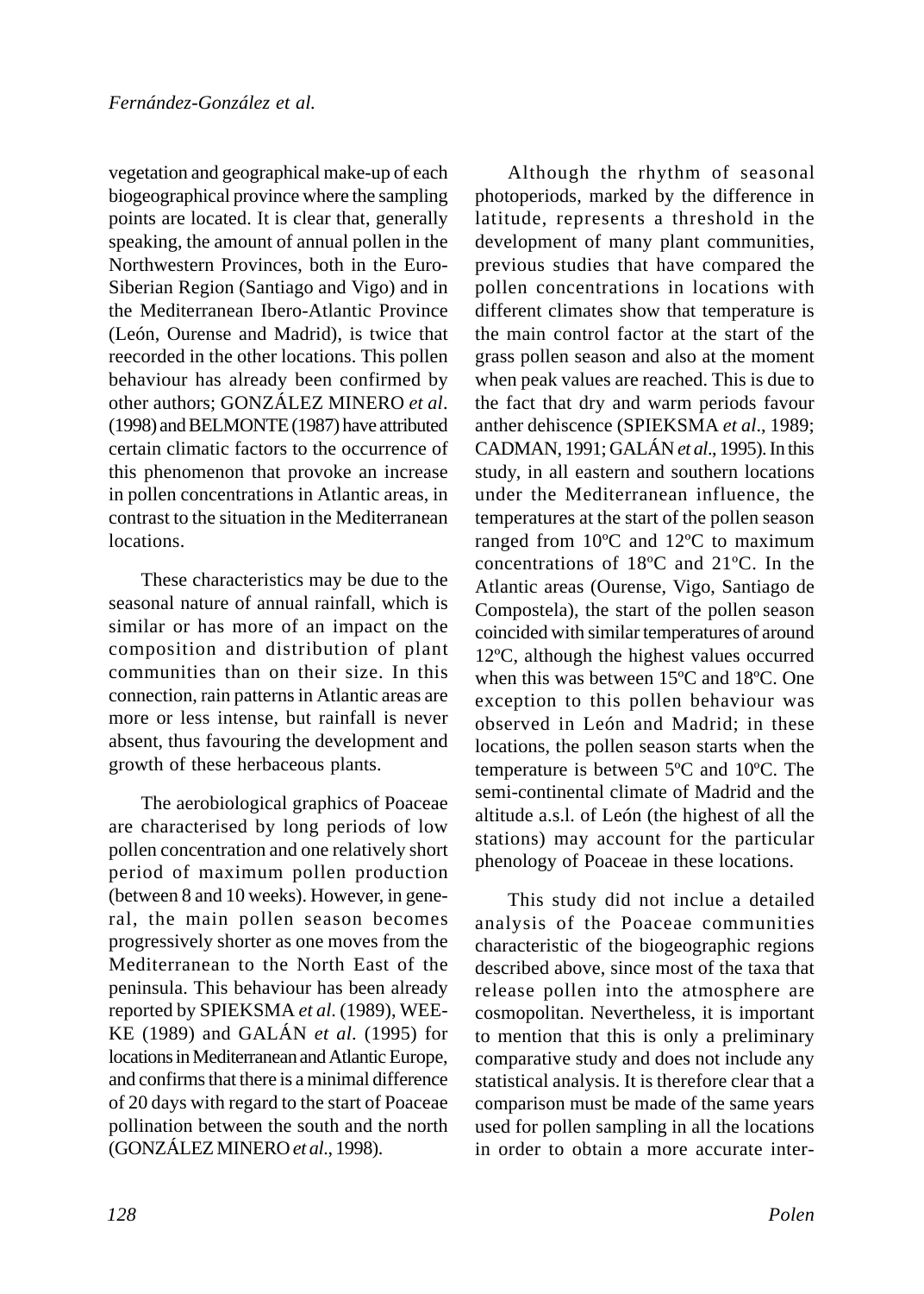vegetation and geographical make-up of each biogeographical province where the sampling points are located. It is clear that, generally speaking, the amount of annual pollen in the Northwestern Provinces, both in the Euro-Siberian Region (Santiago and Vigo) and in the Mediterranean Ibero-Atlantic Province (León, Ourense and Madrid), is twice that reecorded in the other locations. This pollen behaviour has already been confirmed by other authors; GONZÁLEZ MINERO *et al*. (1998) and BELMONTE (1987) have attributed certain climatic factors to the occurrence of this phenomenon that provoke an increase in pollen concentrations in Atlantic areas, in contrast to the situation in the Mediterranean locations.

These characteristics may be due to the seasonal nature of annual rainfall, which is similar or has more of an impact on the composition and distribution of plant communities than on their size. In this connection, rain patterns in Atlantic areas are more or less intense, but rainfall is never absent, thus favouring the development and growth of these herbaceous plants.

The aerobiological graphics of Poaceae are characterised by long periods of low pollen concentration and one relatively short period of maximum pollen production (between 8 and 10 weeks). However, in general, the main pollen season becomes progressively shorter as one moves from the Mediterranean to the North East of the peninsula. This behaviour has been already reported by SPIEKSMA *et al*. (1989), WEEKE (1989) and GALÁN *et al*. (1995) for locations in Mediterranean and Atlantic Europe, and confirms that there is a minimal difference of 20 days with regard to the start of Poaceae pollination between the south and the north (GONZÁLEZ MINERO *et al*., 1998).

Although the rhythm of seasonal photoperiods, marked by the difference in latitude, represents a threshold in the development of many plant communities, previous studies that have compared the pollen concentrations in locations with different climates show that temperature is the main control factor at the start of the grass pollen season and also at the moment when peak values are reached. This is due to the fact that dry and warm periods favour anther dehiscence (SPIEKSMA *et al*., 1989; CADMAN, 1991; GALÁN *et al*., 1995). In this study, in all eastern and southern locations under the Mediterranean influence, the temperatures at the start of the pollen season ranged from 10ºC and 12ºC to maximum concentrations of 18ºC and 21ºC. In the Atlantic areas (Ourense, Vigo, Santiago de Compostela), the start of the pollen season coincided with similar temperatures of around 12ºC, although the highest values occurred when this was between 15ºC and 18ºC. One exception to this pollen behaviour was observed in León and Madrid; in these locations, the pollen season starts when the temperature is between 5ºC and 10ºC. The semi-continental climate of Madrid and the altitude a.s.l. of León (the highest of all the stations) may account for the particular phenology of Poaceae in these locations.

This study did not inclue a detailed analysis of the Poaceae communities characteristic of the biogeographic regions described above, since most of the taxa that release pollen into the atmosphere are cosmopolitan. Nevertheless, it is important to mention that this is only a preliminary comparative study and does not include any statistical analysis. It is therefore clear that a comparison must be made of the same years used for pollen sampling in all the locations in order to obtain a more accurate inter-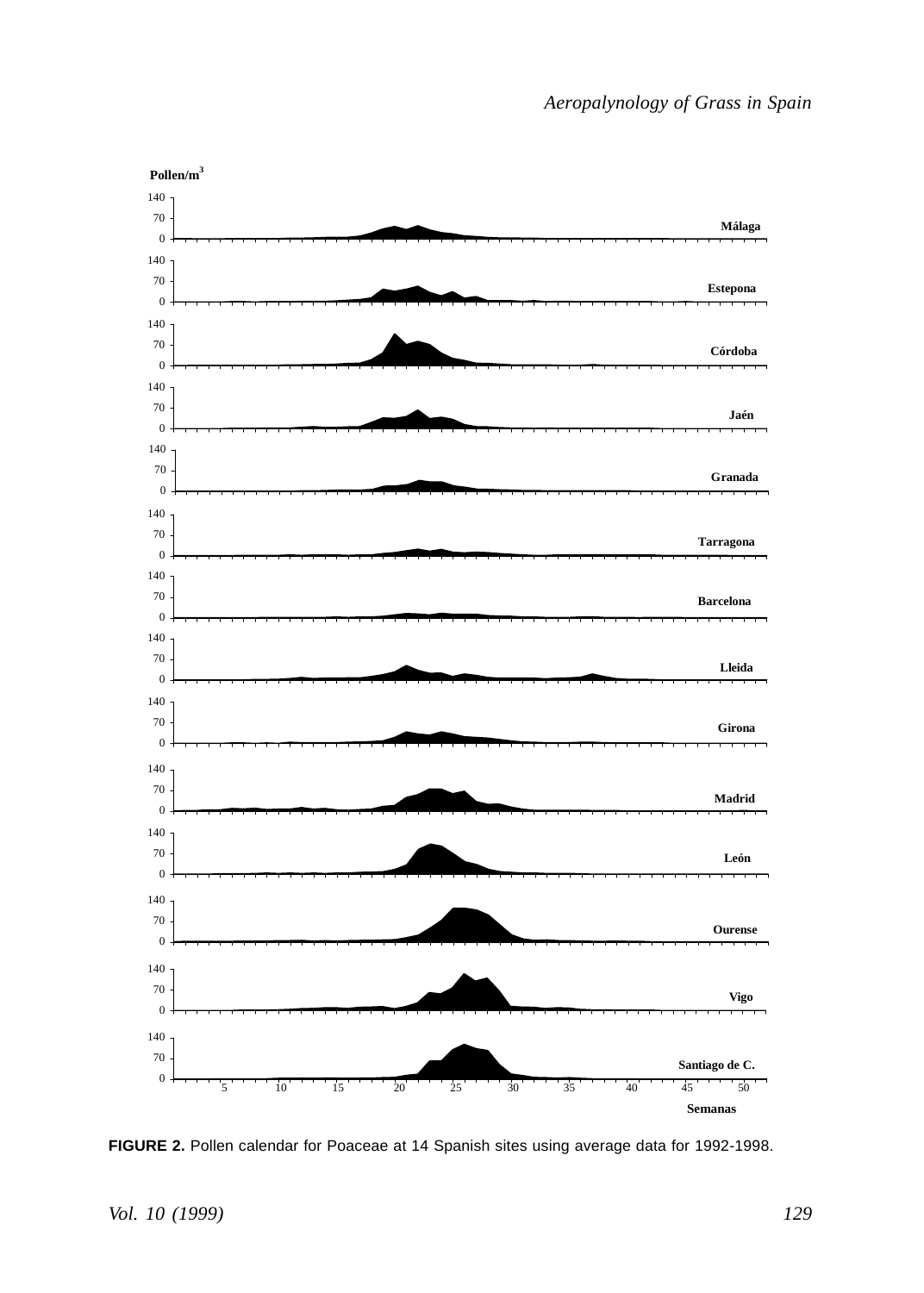**FIGURE 2.** Pollen calendar for Poaceae at 14 Spanish sites using average data for 1992-1998.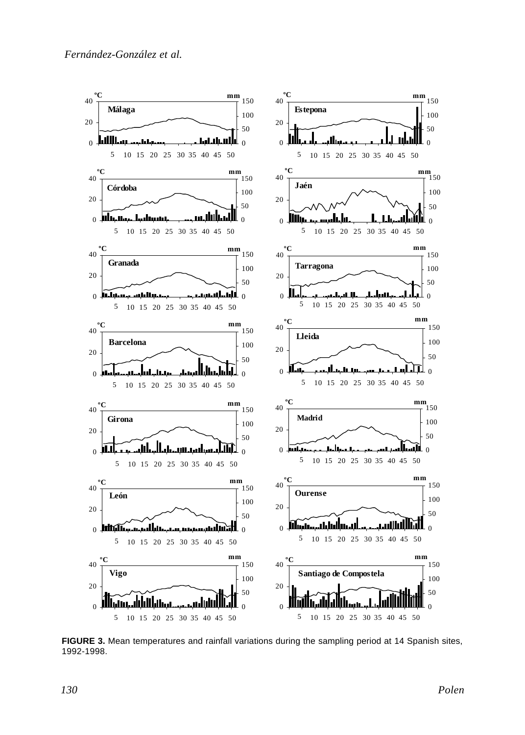**FIGURE 3.** Mean temperatures and rainfall variations during the sampling period at 14 Spanish sites, 1992-1998.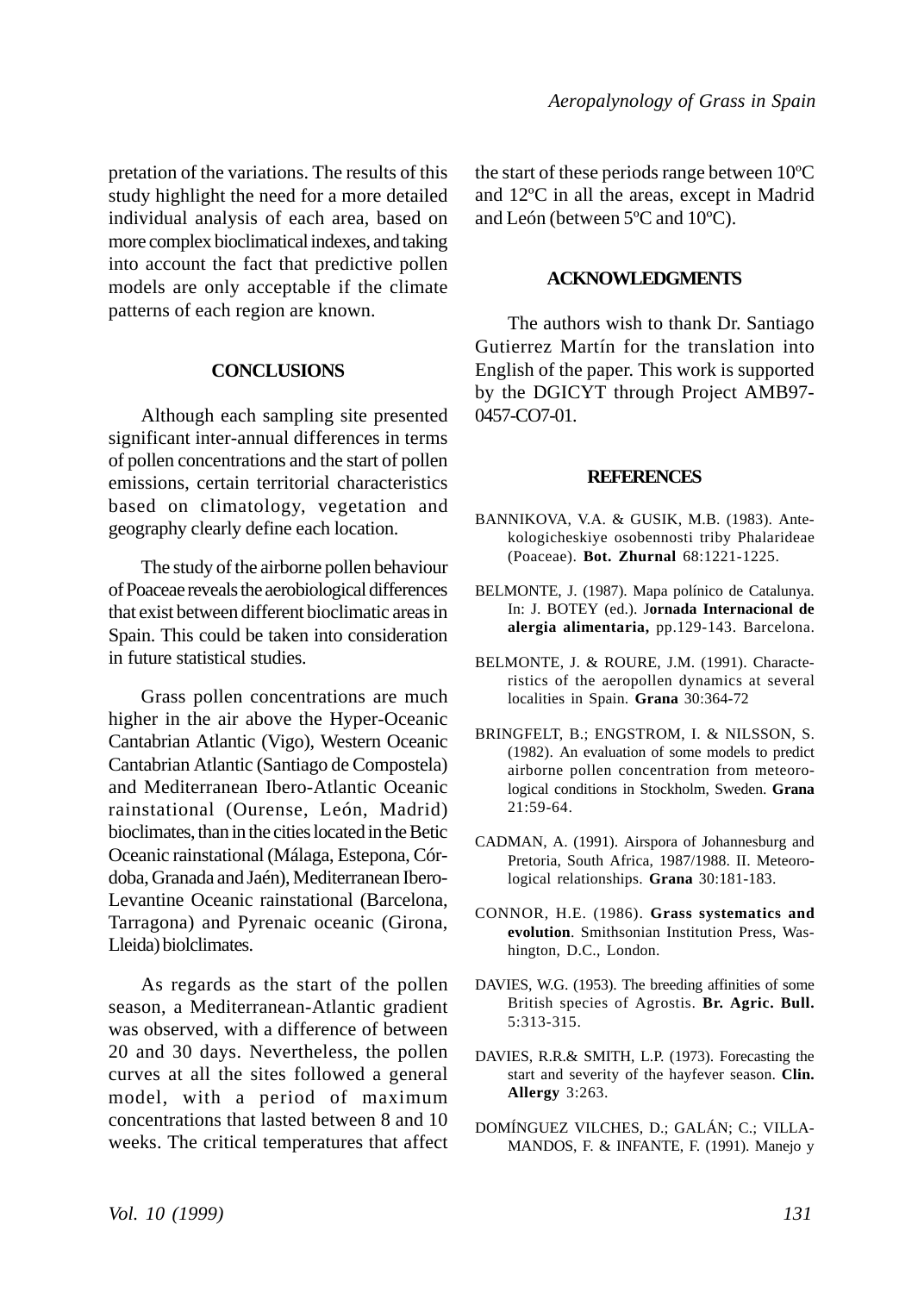pretation of the variations. The results of this study highlight the need for a more detailed individual analysis of each area, based on more complex bioclimatical indexes, and taking into account the fact that predictive pollen models are only acceptable if the climate patterns of each region are known.

## CONCLUSIONS

Although each sampling site presented significant inter-annual differences in terms of pollen concentrations and the start of pollen emissions, certain territorial characteristics based on climatology, vegetation and geography clearly define each location.

The study of the airborne pollen behaviour of Poaceae reveals the aerobiological differences that exist between different bioclimatic areas in Spain. This could be taken into consideration in future statistical studies.

Grass pollen concentrations are much higher in the air above the Hyper-Oceanic Cantabrian Atlantic (Vigo), Western Oceanic Cantabrian Atlantic (Santiago de Compostela) and Mediterranean Ibero-Atlantic Oceanic rainstational (Ourense, León, Madrid) bioclimates, than in the cities located in the Betic Oceanic rainstational (Málaga, Estepona, Córdoba, Granada and Jaén), Mediterranean Ibero-Levantine Oceanic rainstational (Barcelona, Tarragona) and Pyrenaic oceanic (Girona, Lleida) biolclimates.

As regards as the start of the pollen season, a Mediterranean-Atlantic gradient was observed, with a difference of between 20 and 30 days. Nevertheless, the pollen curves at all the sites followed a general model, with a period of maximum concentrations that lasted between 8 and 10 weeks. The critical temperatures that affect the start of these periods range between 10ºC and 12ºC in all the areas, except in Madrid and León (between 5ºC and 10ºC).

## ACKNOWLEDGMENTS

The authors wish to thank Dr. Santiago Gutierrez Martín for the translation into English of the paper. This work is supported by the DGICYT through Project AMB97-0457-CO7-01.

## REFERENCES

BANNIKOVA, V.A. & GUSIK, M.B. (1983). Antekologicheskiye osobennosti triby Phalarideae (Poaceae). **Bot. Zhurnal** 68:1221-1225.

BELMONTE, J. (1987). Mapa polínico de Catalunya. In: J. BOTEY (ed.). **Jornada Internacional de alergia alimentaria,** pp.129-143. Barcelona.

BELMONTE, J. & ROURE, J.M. (1991). Characteristics of the aeropollen dynamics at several localities in Spain. **Grana** 30:364-72

BRINGFELT, B.; ENGSTROM, I. & NILSSON, S. (1982). An evaluation of some models to predict airborne pollen concentration from meteorological conditions in Stockholm, Sweden. **Grana** 21:59-64.

CADMAN, A. (1991). Airspora of Johannesburg and Pretoria, South Africa, 1987/1988. II. Meteorological relationships. **Grana** 30:181-183.

CONNOR, H.E. (1986). **Grass systematics and evolution**. Smithsonian Institution Press, Washington, D.C., London.

DAVIES, W.G. (1953). The breeding affinities of some British species of Agrostis. **Br. Agric. Bull.** 5:313-315.

DAVIES, R.R.& SMITH, L.P. (1973). Forecasting the start and severity of the hayfever season. **Clin. Allergy** 3:263.

DOMÍNGUEZ VILCHES, D.; GALÁN; C.; VILLAMANDOS, F. & INFANTE, F. (1991). Manejo y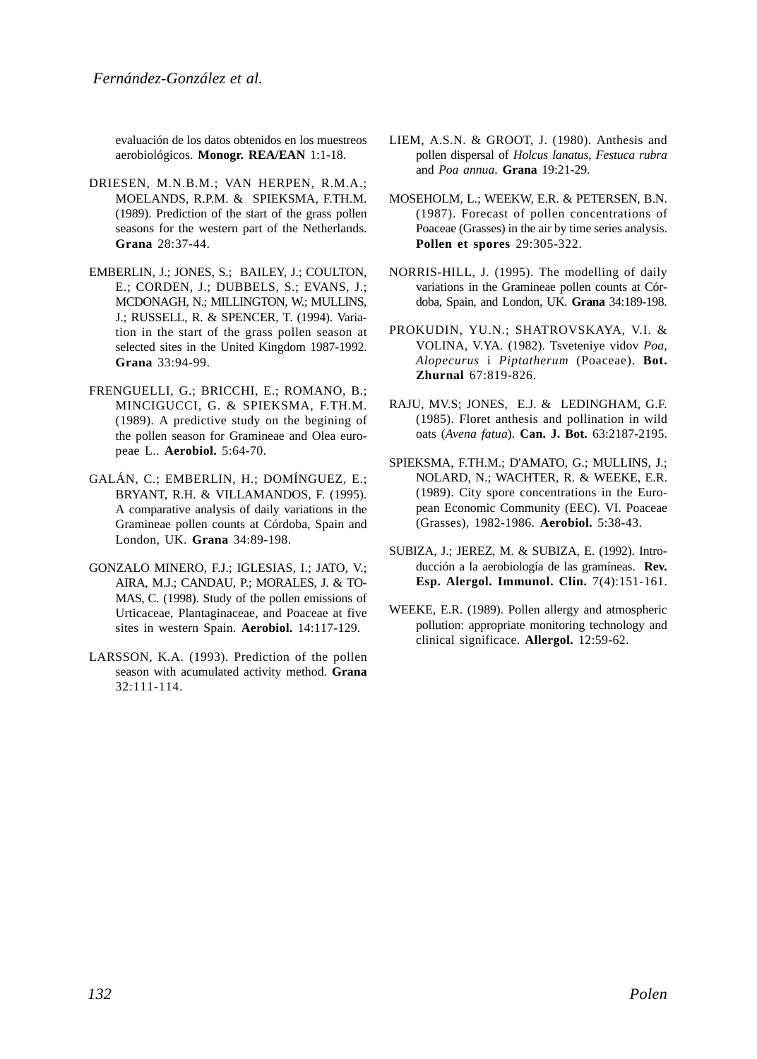evaluación de los datos obtenidos en los muestreos aerobiológicos. **Monogr. REA/EAN** 1:1-18.

DRIESEN, M.N.B.M.; VAN HERPEN, R.M.A.; MOELANDS, R.P.M. & SPIEKSMA, F.TH.M. (1989). Prediction of the start of the grass pollen seasons for the western part of the Netherlands. **Grana** 28:37-44.

EMBERLIN, J.; JONES, S.; BAILEY, J.; COULTON, E.; CORDEN, J.; DUBBELS, S.; EVANS, J.; MCDONAGH, N.; MILLINGTON, W.; MULLINS, J.; RUSSELL, R. & SPENCER, T. (1994). Variation in the start of the grass pollen season at selected sites in the United Kingdom 1987-1992. **Grana** 33:94-99.

FRENGUELLI, G.; BRICCHI, E.; ROMANO, B.; MINCIGUCCI, G. & SPIEKSMA, F.TH.M. (1989). A predictive study on the begining of the pollen season for Gramineae and Olea europeae L.. **Aerobiol.** 5:64-70.

GALÁN, C.; EMBERLIN, H.; DOMÍNGUEZ, E.; BRYANT, R.H. & VILLAMANDOS, F. (1995). A comparative analysis of daily variations in the Gramineae pollen counts at Córdoba, Spain and London, UK. **Grana** 34:89-198.

GONZALO MINERO, F.J.; IGLESIAS, I.; JATO, V.; AIRA, M.J.; CANDAU, P.; MORALES, J. & TOMAS, C. (1998). Study of the pollen emissions of Urticaceae, Plantaginaceae, and Poaceae at five sites in western Spain. **Aerobiol.** 14:117-129.

LARSSON, K.A. (1993). Prediction of the pollen season with acumulated activity method. **Grana** 32:111-114.

LIEM, A.S.N. & GROOT, J. (1980). Anthesis and pollen dispersal of *Holcus lanatus*, *Festuca rubra* and *Poa annua*. **Grana** 19:21-29.

MOSEHOLM, L.; WEEKW, E.R. & PETERSEN, B.N. (1987). Forecast of pollen concentrations of Poaceae (Grasses) in the air by time series analysis. **Pollen et spores** 29:305-322.

NORRIS-HILL, J. (1995). The modelling of daily variations in the Gramineae pollen counts at Córdoba, Spain, and London, UK. **Grana** 34:189-198.

PROKUDIN, YU.N.; SHATROVSKAYA, V.I. & VOLINA, V.YA. (1982). Tsveteniye vidov *Poa*, *Alopecurus* i *Piptatherum* (Poaceae). **Bot. Zhurnal** 67:819-826.

RAJU, MV.S; JONES, E.J. & LEDINGHAM, G.F. (1985). Floret anthesis and pollination in wild oats (*Avena fatua*). **Can. J. Bot.** 63:2187-2195.

SPIEKSMA, F.TH.M.; D'AMATO, G.; MULLINS, J.; NOLARD, N.; WACHTER, R. & WEEKE, E.R. (1989). City spore concentrations in the European Economic Community (EEC). VI. Poaceae (Grasses), 1982-1986. **Aerobiol.** 5:38-43.

SUBIZA, J.; JEREZ, M. & SUBIZA, E. (1992). Introducción a la aerobiología de las gramíneas. **Rev. Esp. Alergol. Immunol. Clin.** 7(4):151-161.

WEEKE, E.R. (1989). Pollen allergy and atmospheric pollution: appropriate monitoring technology and clinical significace. **Allergol.** 12:59-62.